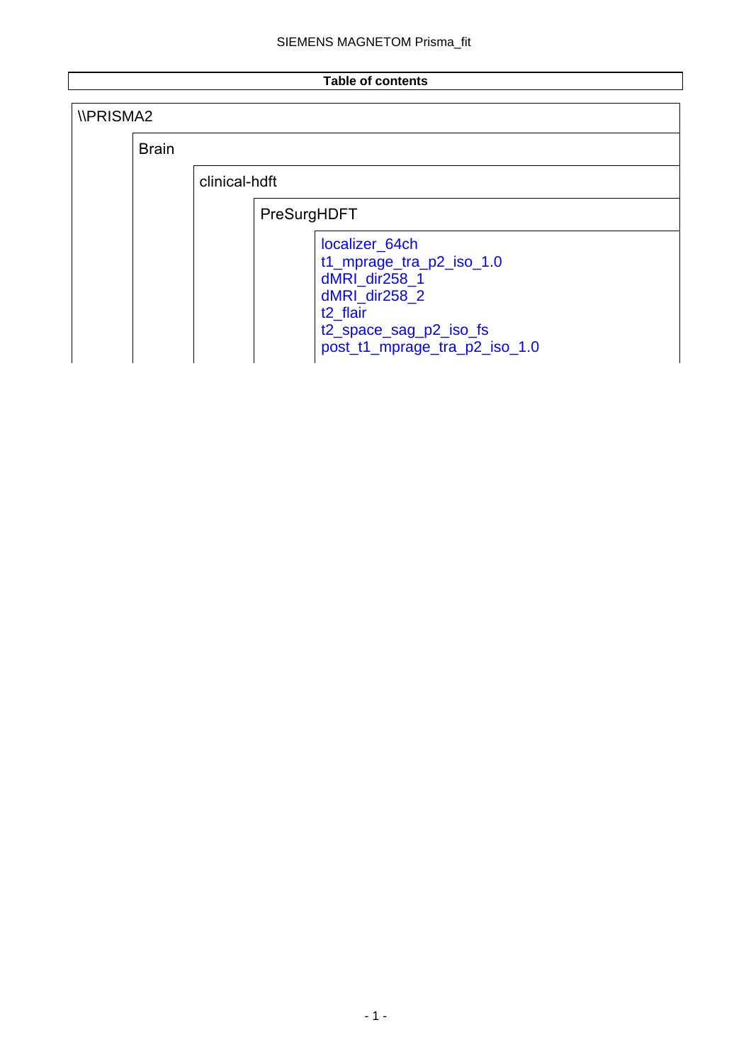**Table of contents**

- \\PRISMA2
  - Brain
    - clinical-hdft
      - PreSurgHDFT
        - localizer_64ch
        - t1_mprage_tra_p2_iso_1.0
        - dMRI_dir258_1
        - dMRI_dir258_2
        - t2_flair
        - t2_space_sag_p2_iso_fs
        - post_t1_mprage_tra_p2_iso_1.0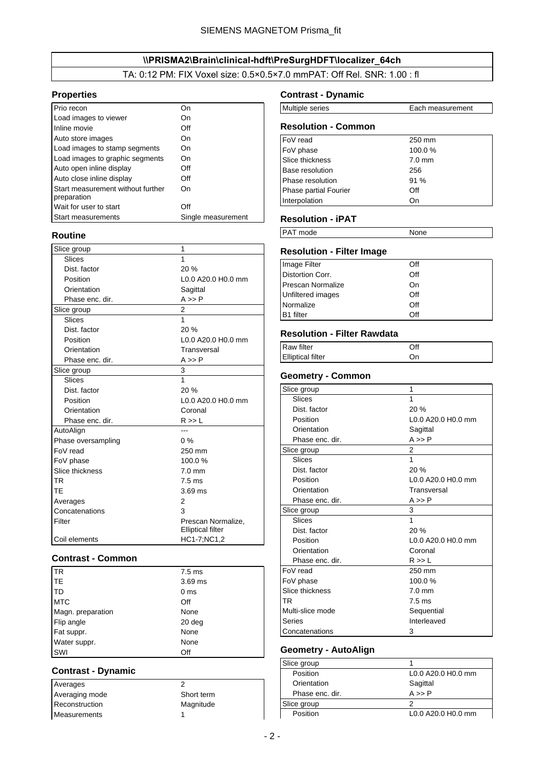## \\PRISMA2\Brain\clinical-hdft\PreSurgHDFT\localizer_64ch

TA: 0:12 PM: FIX Voxel size: 0.5×0.5×7.0 mmPAT: Off Rel. SNR: 1.00 : fl

### Properties

| | |
|---|---|
| Prio recon | On |
| Load images to viewer | On |
| Inline movie | Off |
| Auto store images | On |
| Load images to stamp segments | On |
| Load images to graphic segments | On |
| Auto open inline display | Off |
| Auto close inline display | Off |
| Start measurement without further preparation | On |
| Wait for user to start | Off |
| Start measurements | Single measurement |

### Routine

| | |
|---|---|
| Slice group | 1 |
| Slices | 1 |
| Dist. factor | 20 % |
| Position | L0.0 A20.0 H0.0 mm |
| Orientation | Sagittal |
| Phase enc. dir. | A >> P |
| Slice group | 2 |
| Slices | 1 |
| Dist. factor | 20 % |
| Position | L0.0 A20.0 H0.0 mm |
| Orientation | Transversal |
| Phase enc. dir. | A >> P |
| Slice group | 3 |
| Slices | 1 |
| Dist. factor | 20 % |
| Position | L0.0 A20.0 H0.0 mm |
| Orientation | Coronal |
| Phase enc. dir. | R >> L |
| AutoAlign | --- |
| Phase oversampling | 0 % |
| FoV read | 250 mm |
| FoV phase | 100.0 % |
| Slice thickness | 7.0 mm |
| TR | 7.5 ms |
| TE | 3.69 ms |
| Averages | 2 |
| Concatenations | 3 |
| Filter | Prescan Normalize, Elliptical filter |
| Coil elements | HC1-7;NC1,2 |

### Contrast - Common

| | |
|---|---|
| TR | 7.5 ms |
| TE | 3.69 ms |
| TD | 0 ms |
| MTC | Off |
| Magn. preparation | None |
| Flip angle | 20 deg |
| Fat suppr. | None |
| Water suppr. | None |
| SWI | Off |

### Contrast - Dynamic

| | |
|---|---|
| Averages | 2 |
| Averaging mode | Short term |
| Reconstruction | Magnitude |
| Measurements | 1 |
| Multiple series | Each measurement |

### Resolution - Common

| | |
|---|---|
| FoV read | 250 mm |
| FoV phase | 100.0 % |
| Slice thickness | 7.0 mm |
| Base resolution | 256 |
| Phase resolution | 91 % |
| Phase partial Fourier | Off |
| Interpolation | On |

### Resolution - iPAT

| | |
|---|---|
| PAT mode | None |

### Resolution - Filter Image

| | |
|---|---|
| Image Filter | Off |
| Distortion Corr. | Off |
| Prescan Normalize | On |
| Unfiltered images | Off |
| Normalize | Off |
| B1 filter | Off |

### Resolution - Filter Rawdata

| | |
|---|---|
| Raw filter | Off |
| Elliptical filter | On |

### Geometry - Common

| | |
|---|---|
| Slice group | 1 |
| Slices | 1 |
| Dist. factor | 20 % |
| Position | L0.0 A20.0 H0.0 mm |
| Orientation | Sagittal |
| Phase enc. dir. | A >> P |
| Slice group | 2 |
| Slices | 1 |
| Dist. factor | 20 % |
| Position | L0.0 A20.0 H0.0 mm |
| Orientation | Transversal |
| Phase enc. dir. | A >> P |
| Slice group | 3 |
| Slices | 1 |
| Dist. factor | 20 % |
| Position | L0.0 A20.0 H0.0 mm |
| Orientation | Coronal |
| Phase enc. dir. | R >> L |
| FoV read | 250 mm |
| FoV phase | 100.0 % |
| Slice thickness | 7.0 mm |
| TR | 7.5 ms |
| Multi-slice mode | Sequential |
| Series | Interleaved |
| Concatenations | 3 |

### Geometry - AutoAlign

| | |
|---|---|
| Slice group | 1 |
| Position | L0.0 A20.0 H0.0 mm |
| Orientation | Sagittal |
| Phase enc. dir. | A >> P |
| Slice group | 2 |
| Position | L0.0 A20.0 H0.0 mm |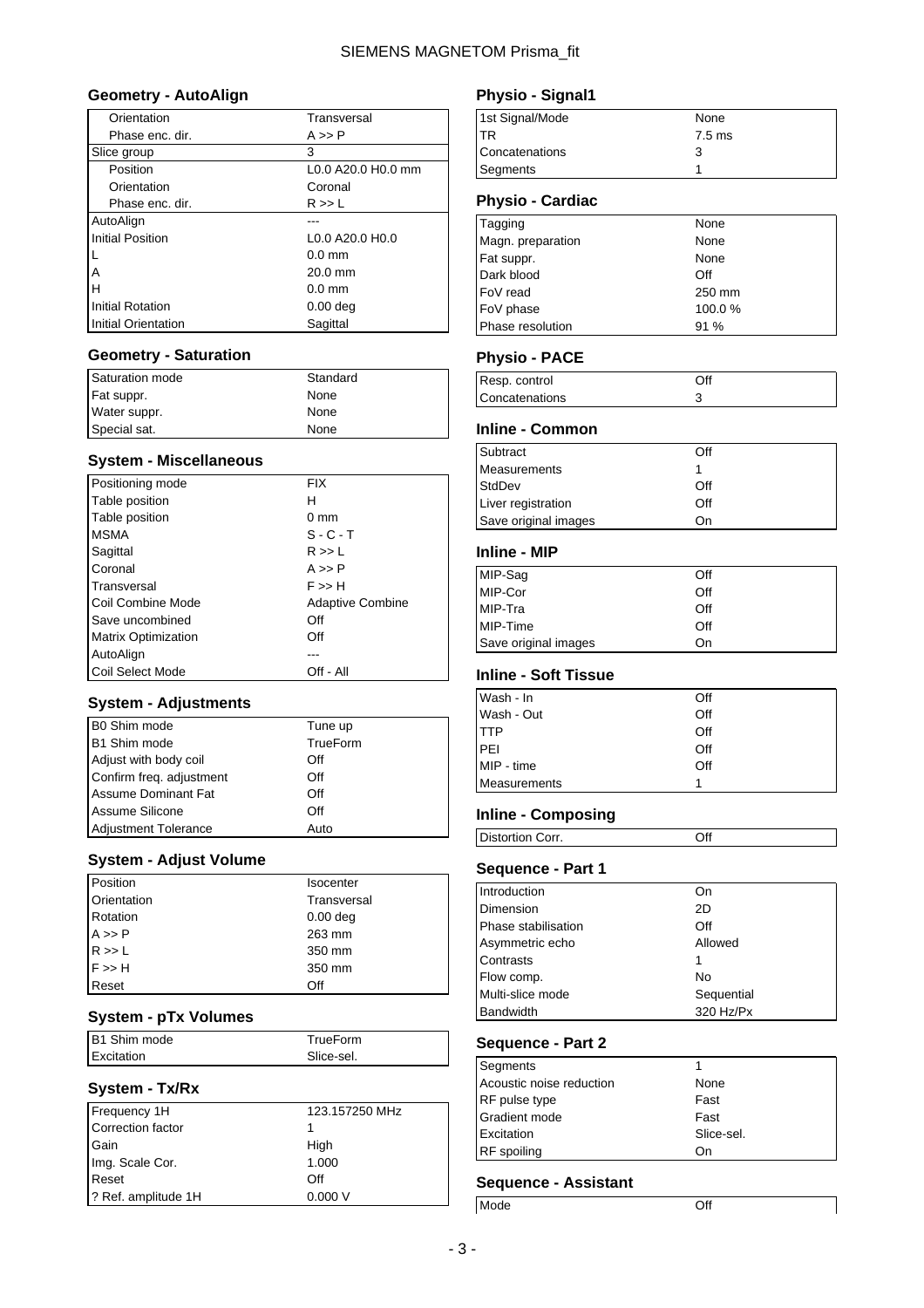## Geometry - AutoAlign

| | |
|---|---|
| Orientation | Transversal |
| Phase enc. dir. | A >> P |
| Slice group | 3 |
| Position | L0.0 A20.0 H0.0 mm |
| Orientation | Coronal |
| Phase enc. dir. | R >> L |
| AutoAlign | --- |
| Initial Position | L0.0 A20.0 H0.0 |
| L | 0.0 mm |
| A | 20.0 mm |
| H | 0.0 mm |
| Initial Rotation | 0.00 deg |
| Initial Orientation | Sagittal |

## Geometry - Saturation

| | |
|---|---|
| Saturation mode | Standard |
| Fat suppr. | None |
| Water suppr. | None |
| Special sat. | None |

## System - Miscellaneous

| | |
|---|---|
| Positioning mode | FIX |
| Table position | H |
| Table position | 0 mm |
| MSMA | S - C - T |
| Sagittal | R >> L |
| Coronal | A >> P |
| Transversal | F >> H |
| Coil Combine Mode | Adaptive Combine |
| Save uncombined | Off |
| Matrix Optimization | Off |
| AutoAlign | --- |
| Coil Select Mode | Off - All |

## System - Adjustments

| | |
|---|---|
| B0 Shim mode | Tune up |
| B1 Shim mode | TrueForm |
| Adjust with body coil | Off |
| Confirm freq. adjustment | Off |
| Assume Dominant Fat | Off |
| Assume Silicone | Off |
| Adjustment Tolerance | Auto |

## System - Adjust Volume

| | |
|---|---|
| Position | Isocenter |
| Orientation | Transversal |
| Rotation | 0.00 deg |
| A >> P | 263 mm |
| R >> L | 350 mm |
| F >> H | 350 mm |
| Reset | Off |

## System - pTx Volumes

| | |
|---|---|
| B1 Shim mode | TrueForm |
| Excitation | Slice-sel. |

## System - Tx/Rx

| | |
|---|---|
| Frequency 1H | 123.157250 MHz |
| Correction factor | 1 |
| Gain | High |
| Img. Scale Cor. | 1.000 |
| Reset | Off |
| ? Ref. amplitude 1H | 0.000 V |

## Physio - Signal1

| | |
|---|---|
| 1st Signal/Mode | None |
| TR | 7.5 ms |
| Concatenations | 3 |
| Segments | 1 |

## Physio - Cardiac

| | |
|---|---|
| Tagging | None |
| Magn. preparation | None |
| Fat suppr. | None |
| Dark blood | Off |
| FoV read | 250 mm |
| FoV phase | 100.0 % |
| Phase resolution | 91 % |

## Physio - PACE

| | |
|---|---|
| Resp. control | Off |
| Concatenations | 3 |

## Inline - Common

| | |
|---|---|
| Subtract | Off |
| Measurements | 1 |
| StdDev | Off |
| Liver registration | Off |
| Save original images | On |

## Inline - MIP

| | |
|---|---|
| MIP-Sag | Off |
| MIP-Cor | Off |
| MIP-Tra | Off |
| MIP-Time | Off |
| Save original images | On |

## Inline - Soft Tissue

| | |
|---|---|
| Wash - In | Off |
| Wash - Out | Off |
| TTP | Off |
| PEI | Off |
| MIP - time | Off |
| Measurements | 1 |

## Inline - Composing

| | |
|---|---|
| Distortion Corr. | Off |

## Sequence - Part 1

| | |
|---|---|
| Introduction | On |
| Dimension | 2D |
| Phase stabilisation | Off |
| Asymmetric echo | Allowed |
| Contrasts | 1 |
| Flow comp. | No |
| Multi-slice mode | Sequential |
| Bandwidth | 320 Hz/Px |

## Sequence - Part 2

| | |
|---|---|
| Segments | 1 |
| Acoustic noise reduction | None |
| RF pulse type | Fast |
| Gradient mode | Fast |
| Excitation | Slice-sel. |
| RF spoiling | On |

## Sequence - Assistant

| | |
|---|---|
| Mode | Off |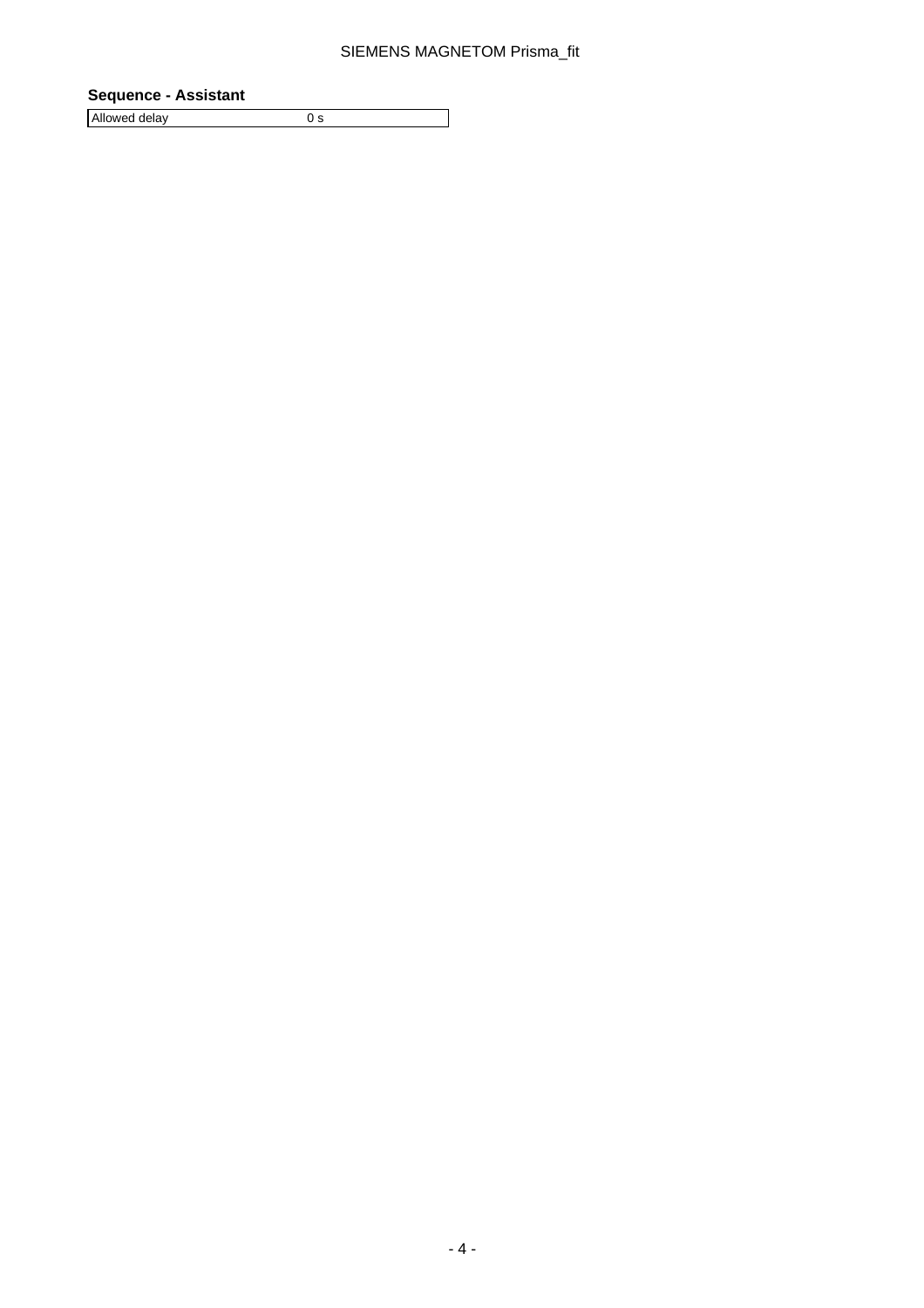### Sequence - Assistant

| Allowed delay | 0 s |
|---|---|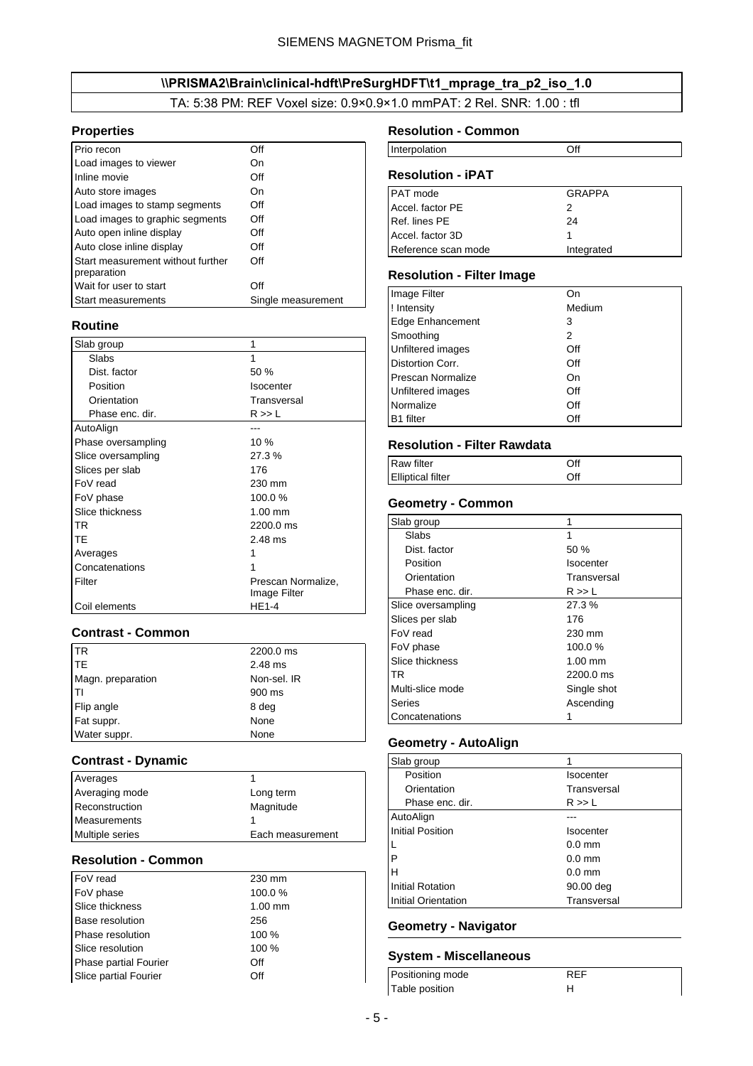SIEMENS MAGNETOM Prisma_fit

## \\PRISMA2\Brain\clinical-hdft\PreSurgHDFT\t1_mprage_tra_p2_iso_1.0

TA: 5:38 PM: REF Voxel size: 0.9×0.9×1.0 mmPAT: 2 Rel. SNR: 1.00 : tfl

### Properties

| | |
|---|---|
| Prio recon | Off |
| Load images to viewer | On |
| Inline movie | Off |
| Auto store images | On |
| Load images to stamp segments | Off |
| Load images to graphic segments | Off |
| Auto open inline display | Off |
| Auto close inline display | Off |
| Start measurement without further preparation | Off |
| Wait for user to start | Off |
| Start measurements | Single measurement |

### Routine

| | |
|---|---|
| Slab group | 1 |
| Slabs | 1 |
| Dist. factor | 50 % |
| Position | Isocenter |
| Orientation | Transversal |
| Phase enc. dir. | R >> L |
| AutoAlign | --- |
| Phase oversampling | 10 % |
| Slice oversampling | 27.3 % |
| Slices per slab | 176 |
| FoV read | 230 mm |
| FoV phase | 100.0 % |
| Slice thickness | 1.00 mm |
| TR | 2200.0 ms |
| TE | 2.48 ms |
| Averages | 1 |
| Concatenations | 1 |
| Filter | Prescan Normalize, Image Filter |
| Coil elements | HE1-4 |

### Contrast - Common

| | |
|---|---|
| TR | 2200.0 ms |
| TE | 2.48 ms |
| Magn. preparation | Non-sel. IR |
| TI | 900 ms |
| Flip angle | 8 deg |
| Fat suppr. | None |
| Water suppr. | None |

### Contrast - Dynamic

| | |
|---|---|
| Averages | 1 |
| Averaging mode | Long term |
| Reconstruction | Magnitude |
| Measurements | 1 |
| Multiple series | Each measurement |

### Resolution - Common

| | |
|---|---|
| FoV read | 230 mm |
| FoV phase | 100.0 % |
| Slice thickness | 1.00 mm |
| Base resolution | 256 |
| Phase resolution | 100 % |
| Slice resolution | 100 % |
| Phase partial Fourier | Off |
| Slice partial Fourier | Off |

### Resolution - Common

| | |
|---|---|
| Interpolation | Off |

### Resolution - iPAT

| | |
|---|---|
| PAT mode | GRAPPA |
| Accel. factor PE | 2 |
| Ref. lines PE | 24 |
| Accel. factor 3D | 1 |
| Reference scan mode | Integrated |

### Resolution - Filter Image

| | |
|---|---|
| Image Filter | On |
| ! Intensity | Medium |
| Edge Enhancement | 3 |
| Smoothing | 2 |
| Unfiltered images | Off |
| Distortion Corr. | Off |
| Prescan Normalize | On |
| Unfiltered images | Off |
| Normalize | Off |
| B1 filter | Off |

### Resolution - Filter Rawdata

| | |
|---|---|
| Raw filter | Off |
| Elliptical filter | Off |

### Geometry - Common

| | |
|---|---|
| Slab group | 1 |
| Slabs | 1 |
| Dist. factor | 50 % |
| Position | Isocenter |
| Orientation | Transversal |
| Phase enc. dir. | R >> L |
| Slice oversampling | 27.3 % |
| Slices per slab | 176 |
| FoV read | 230 mm |
| FoV phase | 100.0 % |
| Slice thickness | 1.00 mm |
| TR | 2200.0 ms |
| Multi-slice mode | Single shot |
| Series | Ascending |
| Concatenations | 1 |

### Geometry - AutoAlign

| | |
|---|---|
| Slab group | 1 |
| Position | Isocenter |
| Orientation | Transversal |
| Phase enc. dir. | R >> L |
| AutoAlign | --- |
| Initial Position | Isocenter |
| L | 0.0 mm |
| P | 0.0 mm |
| H | 0.0 mm |
| Initial Rotation | 90.00 deg |
| Initial Orientation | Transversal |

### Geometry - Navigator

### System - Miscellaneous

| | |
|---|---|
| Positioning mode | REF |
| Table position | H |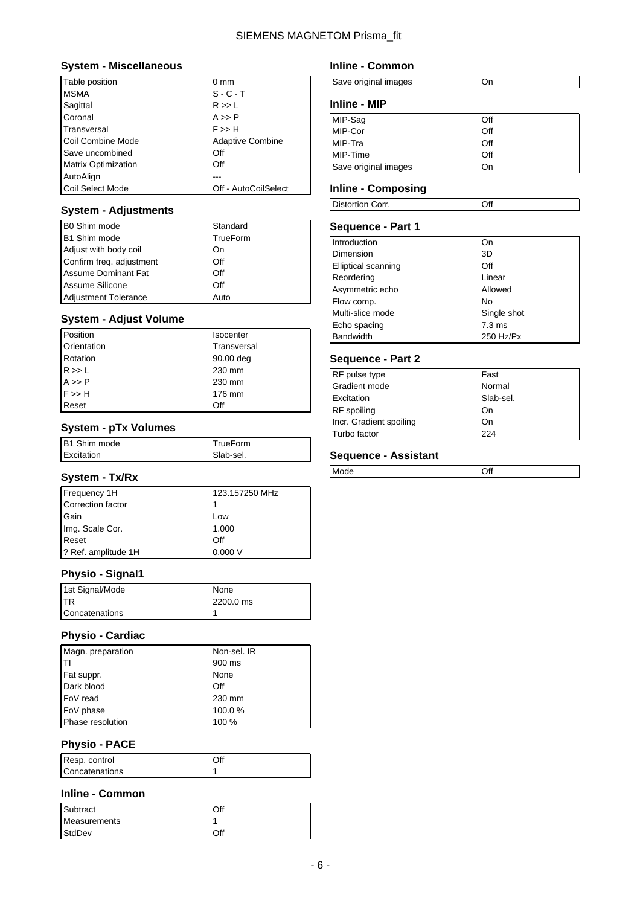## System - Miscellaneous

| | |
|---|---|
| Table position | 0 mm |
| MSMA | S - C - T |
| Sagittal | R >> L |
| Coronal | A >> P |
| Transversal | F >> H |
| Coil Combine Mode | Adaptive Combine |
| Save uncombined | Off |
| Matrix Optimization | Off |
| AutoAlign | --- |
| Coil Select Mode | Off - AutoCoilSelect |

## System - Adjustments

| | |
|---|---|
| B0 Shim mode | Standard |
| B1 Shim mode | TrueForm |
| Adjust with body coil | On |
| Confirm freq. adjustment | Off |
| Assume Dominant Fat | Off |
| Assume Silicone | Off |
| Adjustment Tolerance | Auto |

## System - Adjust Volume

| | |
|---|---|
| Position | Isocenter |
| Orientation | Transversal |
| Rotation | 90.00 deg |
| R >> L | 230 mm |
| A >> P | 230 mm |
| F >> H | 176 mm |
| Reset | Off |

## System - pTx Volumes

| | |
|---|---|
| B1 Shim mode | TrueForm |
| Excitation | Slab-sel. |

## System - Tx/Rx

| | |
|---|---|
| Frequency 1H | 123.157250 MHz |
| Correction factor | 1 |
| Gain | Low |
| Img. Scale Cor. | 1.000 |
| Reset | Off |
| ? Ref. amplitude 1H | 0.000 V |

## Physio - Signal1

| | |
|---|---|
| 1st Signal/Mode | None |
| TR | 2200.0 ms |
| Concatenations | 1 |

## Physio - Cardiac

| | |
|---|---|
| Magn. preparation | Non-sel. IR |
| TI | 900 ms |
| Fat suppr. | None |
| Dark blood | Off |
| FoV read | 230 mm |
| FoV phase | 100.0 % |
| Phase resolution | 100 % |

## Physio - PACE

| | |
|---|---|
| Resp. control | Off |
| Concatenations | 1 |

## Inline - Common

| | |
|---|---|
| Subtract | Off |
| Measurements | 1 |
| StdDev | Off |

## Inline - Common

| | |
|---|---|
| Save original images | On |

## Inline - MIP

| | |
|---|---|
| MIP-Sag | Off |
| MIP-Cor | Off |
| MIP-Tra | Off |
| MIP-Time | Off |
| Save original images | On |

## Inline - Composing

| | |
|---|---|
| Distortion Corr. | Off |

## Sequence - Part 1

| | |
|---|---|
| Introduction | On |
| Dimension | 3D |
| Elliptical scanning | Off |
| Reordering | Linear |
| Asymmetric echo | Allowed |
| Flow comp. | No |
| Multi-slice mode | Single shot |
| Echo spacing | 7.3 ms |
| Bandwidth | 250 Hz/Px |

## Sequence - Part 2

| | |
|---|---|
| RF pulse type | Fast |
| Gradient mode | Normal |
| Excitation | Slab-sel. |
| RF spoiling | On |
| Incr. Gradient spoiling | On |
| Turbo factor | 224 |

## Sequence - Assistant

| | |
|---|---|
| Mode | Off |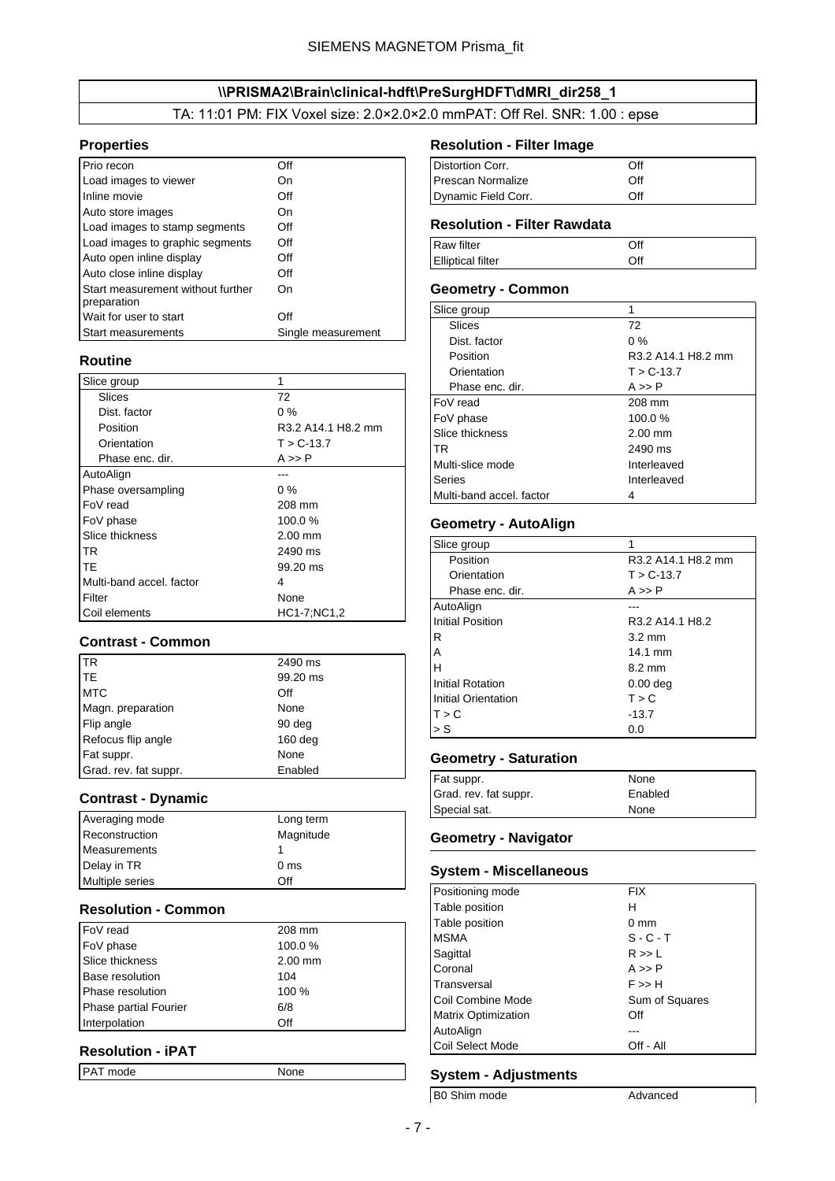SIEMENS MAGNETOM Prisma_fit

## \\PRISMA2\Brain\clinical-hdft\PreSurgHDFT\dMRI_dir258_1

TA: 11:01 PM: FIX Voxel size: 2.0×2.0×2.0 mmPAT: Off Rel. SNR: 1.00 : epse

### Properties

| | |
|---|---|
| Prio recon | Off |
| Load images to viewer | On |
| Inline movie | Off |
| Auto store images | On |
| Load images to stamp segments | Off |
| Load images to graphic segments | Off |
| Auto open inline display | Off |
| Auto close inline display | Off |
| Start measurement without further preparation | On |
| Wait for user to start | Off |
| Start measurements | Single measurement |

### Routine

| | |
|---|---|
| Slice group | 1 |
| Slices | 72 |
| Dist. factor | 0 % |
| Position | R3.2 A14.1 H8.2 mm |
| Orientation | T > C-13.7 |
| Phase enc. dir. | A >> P |
| AutoAlign | --- |
| Phase oversampling | 0 % |
| FoV read | 208 mm |
| FoV phase | 100.0 % |
| Slice thickness | 2.00 mm |
| TR | 2490 ms |
| TE | 99.20 ms |
| Multi-band accel. factor | 4 |
| Filter | None |
| Coil elements | HC1-7;NC1,2 |

### Contrast - Common

| | |
|---|---|
| TR | 2490 ms |
| TE | 99.20 ms |
| MTC | Off |
| Magn. preparation | None |
| Flip angle | 90 deg |
| Refocus flip angle | 160 deg |
| Fat suppr. | None |
| Grad. rev. fat suppr. | Enabled |

### Contrast - Dynamic

| | |
|---|---|
| Averaging mode | Long term |
| Reconstruction | Magnitude |
| Measurements | 1 |
| Delay in TR | 0 ms |
| Multiple series | Off |

### Resolution - Common

| | |
|---|---|
| FoV read | 208 mm |
| FoV phase | 100.0 % |
| Slice thickness | 2.00 mm |
| Base resolution | 104 |
| Phase resolution | 100 % |
| Phase partial Fourier | 6/8 |
| Interpolation | Off |

### Resolution - iPAT

| | |
|---|---|
| PAT mode | None |

### Resolution - Filter Image

| | |
|---|---|
| Distortion Corr. | Off |
| Prescan Normalize | Off |
| Dynamic Field Corr. | Off |

### Resolution - Filter Rawdata

| | |
|---|---|
| Raw filter | Off |
| Elliptical filter | Off |

### Geometry - Common

| | |
|---|---|
| Slice group | 1 |
| Slices | 72 |
| Dist. factor | 0 % |
| Position | R3.2 A14.1 H8.2 mm |
| Orientation | T > C-13.7 |
| Phase enc. dir. | A >> P |
| FoV read | 208 mm |
| FoV phase | 100.0 % |
| Slice thickness | 2.00 mm |
| TR | 2490 ms |
| Multi-slice mode | Interleaved |
| Series | Interleaved |
| Multi-band accel. factor | 4 |

### Geometry - AutoAlign

| | |
|---|---|
| Slice group | 1 |
| Position | R3.2 A14.1 H8.2 mm |
| Orientation | T > C-13.7 |
| Phase enc. dir. | A >> P |
| AutoAlign | --- |
| Initial Position | R3.2 A14.1 H8.2 |
| R | 3.2 mm |
| A | 14.1 mm |
| H | 8.2 mm |
| Initial Rotation | 0.00 deg |
| Initial Orientation | T > C |
| T > C | -13.7 |
| > S | 0.0 |

### Geometry - Saturation

| | |
|---|---|
| Fat suppr. | None |
| Grad. rev. fat suppr. | Enabled |
| Special sat. | None |

### Geometry - Navigator

### System - Miscellaneous

| | |
|---|---|
| Positioning mode | FIX |
| Table position | H |
| Table position | 0 mm |
| MSMA | S - C - T |
| Sagittal | R >> L |
| Coronal | A >> P |
| Transversal | F >> H |
| Coil Combine Mode | Sum of Squares |
| Matrix Optimization | Off |
| AutoAlign | --- |
| Coil Select Mode | Off - All |

### System - Adjustments

| | |
|---|---|
| B0 Shim mode | Advanced |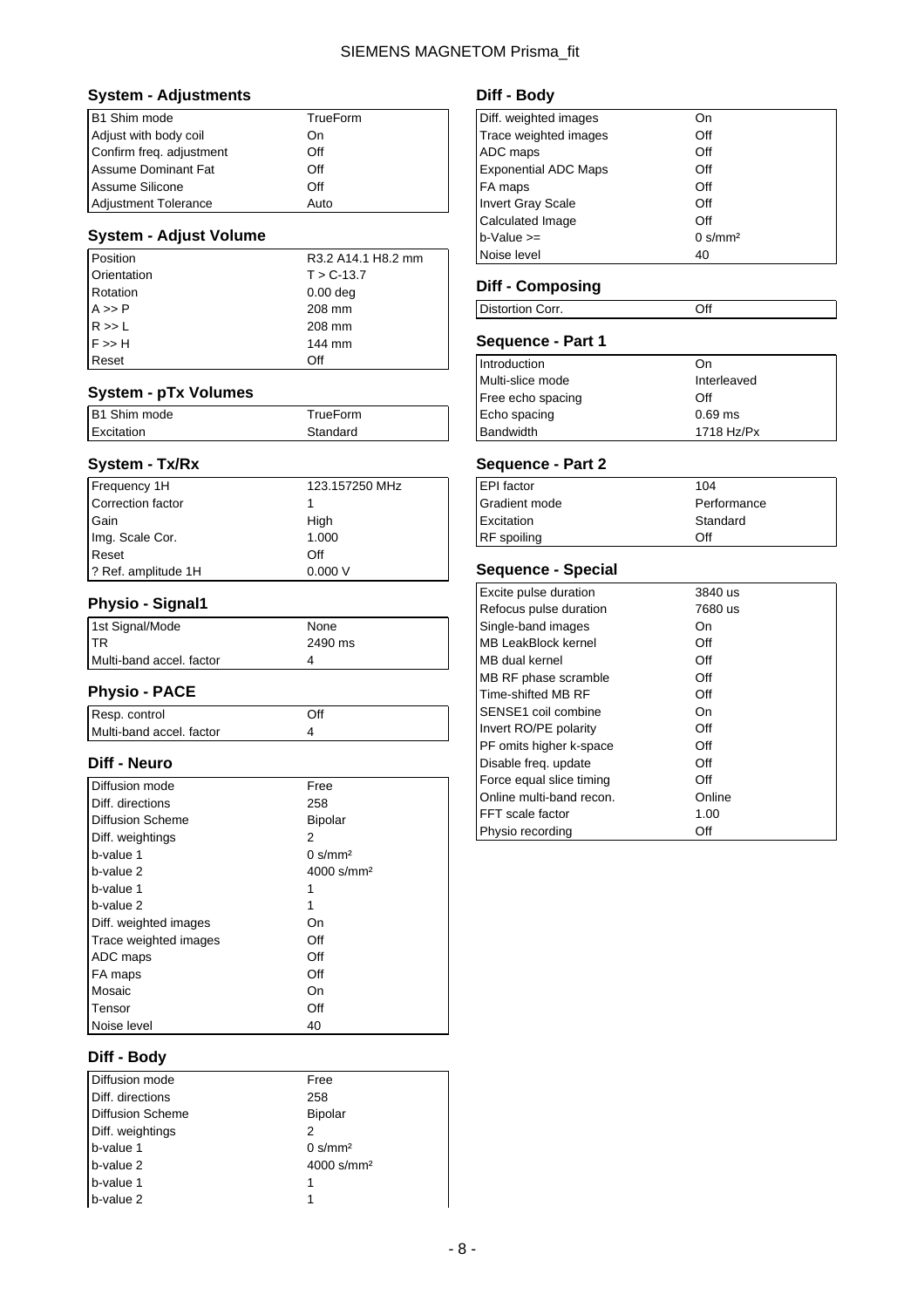## System - Adjustments

| | |
|---|---|
| B1 Shim mode | TrueForm |
| Adjust with body coil | On |
| Confirm freq. adjustment | Off |
| Assume Dominant Fat | Off |
| Assume Silicone | Off |
| Adjustment Tolerance | Auto |

## System - Adjust Volume

| | |
|---|---|
| Position | R3.2 A14.1 H8.2 mm |
| Orientation | T > C-13.7 |
| Rotation | 0.00 deg |
| A >> P | 208 mm |
| R >> L | 208 mm |
| F >> H | 144 mm |
| Reset | Off |

## System - pTx Volumes

| | |
|---|---|
| B1 Shim mode | TrueForm |
| Excitation | Standard |

## System - Tx/Rx

| | |
|---|---|
| Frequency 1H | 123.157250 MHz |
| Correction factor | 1 |
| Gain | High |
| Img. Scale Cor. | 1.000 |
| Reset | Off |
| ? Ref. amplitude 1H | 0.000 V |

## Physio - Signal1

| | |
|---|---|
| 1st Signal/Mode | None |
| TR | 2490 ms |
| Multi-band accel. factor | 4 |

## Physio - PACE

| | |
|---|---|
| Resp. control | Off |
| Multi-band accel. factor | 4 |

## Diff - Neuro

| | |
|---|---|
| Diffusion mode | Free |
| Diff. directions | 258 |
| Diffusion Scheme | Bipolar |
| Diff. weightings | 2 |
| b-value 1 | 0 s/mm² |
| b-value 2 | 4000 s/mm² |
| b-value 1 | 1 |
| b-value 2 | 1 |
| Diff. weighted images | On |
| Trace weighted images | Off |
| ADC maps | Off |
| FA maps | Off |
| Mosaic | On |
| Tensor | Off |
| Noise level | 40 |

## Diff - Body

| | |
|---|---|
| Diffusion mode | Free |
| Diff. directions | 258 |
| Diffusion Scheme | Bipolar |
| Diff. weightings | 2 |
| b-value 1 | 0 s/mm² |
| b-value 2 | 4000 s/mm² |
| b-value 1 | 1 |
| b-value 2 | 1 |

## Diff - Body

| | |
|---|---|
| Diff. weighted images | On |
| Trace weighted images | Off |
| ADC maps | Off |
| Exponential ADC Maps | Off |
| FA maps | Off |
| Invert Gray Scale | Off |
| Calculated Image | Off |
| b-Value >= | 0 s/mm² |
| Noise level | 40 |

## Diff - Composing

| | |
|---|---|
| Distortion Corr. | Off |

## Sequence - Part 1

| | |
|---|---|
| Introduction | On |
| Multi-slice mode | Interleaved |
| Free echo spacing | Off |
| Echo spacing | 0.69 ms |
| Bandwidth | 1718 Hz/Px |

## Sequence - Part 2

| | |
|---|---|
| EPI factor | 104 |
| Gradient mode | Performance |
| Excitation | Standard |
| RF spoiling | Off |

## Sequence - Special

| | |
|---|---|
| Excite pulse duration | 3840 us |
| Refocus pulse duration | 7680 us |
| Single-band images | On |
| MB LeakBlock kernel | Off |
| MB dual kernel | Off |
| MB RF phase scramble | Off |
| Time-shifted MB RF | Off |
| SENSE1 coil combine | On |
| Invert RO/PE polarity | Off |
| PF omits higher k-space | Off |
| Disable freq. update | Off |
| Force equal slice timing | Off |
| Online multi-band recon. | Online |
| FFT scale factor | 1.00 |
| Physio recording | Off |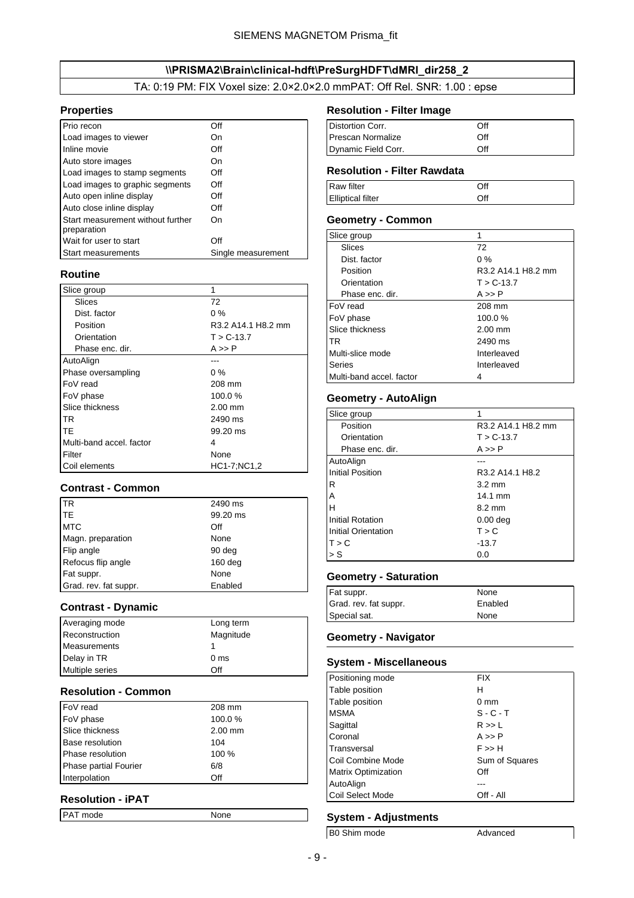SIEMENS MAGNETOM Prisma_fit

## \\PRISMA2\Brain\clinical-hdft\PreSurgHDFT\dMRI_dir258_2

TA: 0:19 PM: FIX Voxel size: 2.0×2.0×2.0 mmPAT: Off Rel. SNR: 1.00 : epse

### Properties

| | |
|---|---|
| Prio recon | Off |
| Load images to viewer | On |
| Inline movie | Off |
| Auto store images | On |
| Load images to stamp segments | Off |
| Load images to graphic segments | Off |
| Auto open inline display | Off |
| Auto close inline display | Off |
| Start measurement without further preparation | On |
| Wait for user to start | Off |
| Start measurements | Single measurement |

### Routine

| | |
|---|---|
| Slice group | 1 |
| Slices | 72 |
| Dist. factor | 0 % |
| Position | R3.2 A14.1 H8.2 mm |
| Orientation | T > C-13.7 |
| Phase enc. dir. | A >> P |
| AutoAlign | --- |
| Phase oversampling | 0 % |
| FoV read | 208 mm |
| FoV phase | 100.0 % |
| Slice thickness | 2.00 mm |
| TR | 2490 ms |
| TE | 99.20 ms |
| Multi-band accel. factor | 4 |
| Filter | None |
| Coil elements | HC1-7;NC1,2 |

### Contrast - Common

| | |
|---|---|
| TR | 2490 ms |
| TE | 99.20 ms |
| MTC | Off |
| Magn. preparation | None |
| Flip angle | 90 deg |
| Refocus flip angle | 160 deg |
| Fat suppr. | None |
| Grad. rev. fat suppr. | Enabled |

### Contrast - Dynamic

| | |
|---|---|
| Averaging mode | Long term |
| Reconstruction | Magnitude |
| Measurements | 1 |
| Delay in TR | 0 ms |
| Multiple series | Off |

### Resolution - Common

| | |
|---|---|
| FoV read | 208 mm |
| FoV phase | 100.0 % |
| Slice thickness | 2.00 mm |
| Base resolution | 104 |
| Phase resolution | 100 % |
| Phase partial Fourier | 6/8 |
| Interpolation | Off |

### Resolution - iPAT

| | |
|---|---|
| PAT mode | None |

### Resolution - Filter Image

| | |
|---|---|
| Distortion Corr. | Off |
| Prescan Normalize | Off |
| Dynamic Field Corr. | Off |

### Resolution - Filter Rawdata

| | |
|---|---|
| Raw filter | Off |
| Elliptical filter | Off |

### Geometry - Common

| | |
|---|---|
| Slice group | 1 |
| Slices | 72 |
| Dist. factor | 0 % |
| Position | R3.2 A14.1 H8.2 mm |
| Orientation | T > C-13.7 |
| Phase enc. dir. | A >> P |
| FoV read | 208 mm |
| FoV phase | 100.0 % |
| Slice thickness | 2.00 mm |
| TR | 2490 ms |
| Multi-slice mode | Interleaved |
| Series | Interleaved |
| Multi-band accel. factor | 4 |

### Geometry - AutoAlign

| | |
|---|---|
| Slice group | 1 |
| Position | R3.2 A14.1 H8.2 mm |
| Orientation | T > C-13.7 |
| Phase enc. dir. | A >> P |
| AutoAlign | --- |
| Initial Position | R3.2 A14.1 H8.2 |
| R | 3.2 mm |
| A | 14.1 mm |
| H | 8.2 mm |
| Initial Rotation | 0.00 deg |
| Initial Orientation | T > C |
| T > C | -13.7 |
| > S | 0.0 |

### Geometry - Saturation

| | |
|---|---|
| Fat suppr. | None |
| Grad. rev. fat suppr. | Enabled |
| Special sat. | None |

### Geometry - Navigator

### System - Miscellaneous

| | |
|---|---|
| Positioning mode | FIX |
| Table position | H |
| Table position | 0 mm |
| MSMA | S - C - T |
| Sagittal | R >> L |
| Coronal | A >> P |
| Transversal | F >> H |
| Coil Combine Mode | Sum of Squares |
| Matrix Optimization | Off |
| AutoAlign | --- |
| Coil Select Mode | Off - All |

### System - Adjustments

| | |
|---|---|
| B0 Shim mode | Advanced |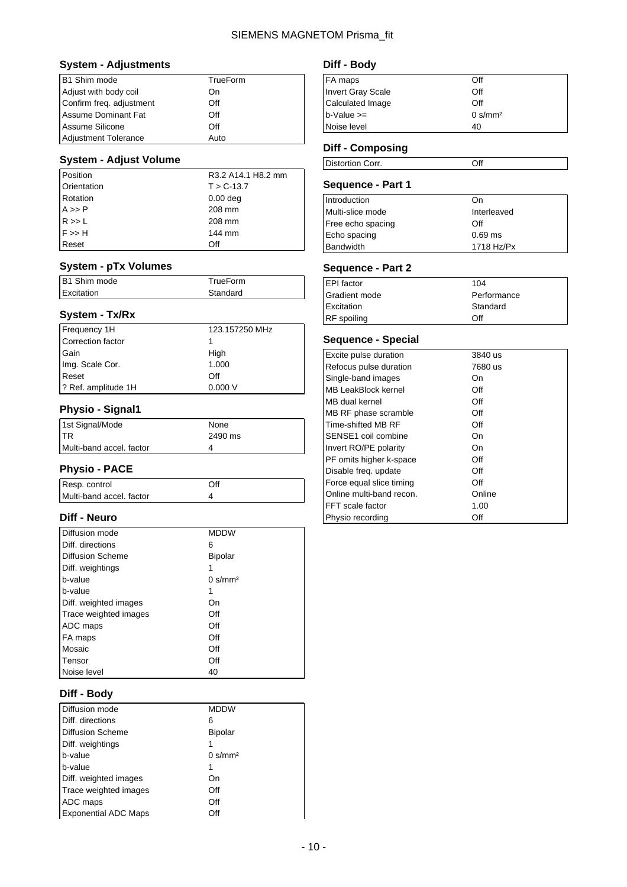### System - Adjustments

| | |
|---|---|
| B1 Shim mode | TrueForm |
| Adjust with body coil | On |
| Confirm freq. adjustment | Off |
| Assume Dominant Fat | Off |
| Assume Silicone | Off |
| Adjustment Tolerance | Auto |

### System - Adjust Volume

| | |
|---|---|
| Position | R3.2 A14.1 H8.2 mm |
| Orientation | T > C-13.7 |
| Rotation | 0.00 deg |
| A >> P | 208 mm |
| R >> L | 208 mm |
| F >> H | 144 mm |
| Reset | Off |

### System - pTx Volumes

| | |
|---|---|
| B1 Shim mode | TrueForm |
| Excitation | Standard |

### System - Tx/Rx

| | |
|---|---|
| Frequency 1H | 123.157250 MHz |
| Correction factor | 1 |
| Gain | High |
| Img. Scale Cor. | 1.000 |
| Reset | Off |
| ? Ref. amplitude 1H | 0.000 V |

### Physio - Signal1

| | |
|---|---|
| 1st Signal/Mode | None |
| TR | 2490 ms |
| Multi-band accel. factor | 4 |

### Physio - PACE

| | |
|---|---|
| Resp. control | Off |
| Multi-band accel. factor | 4 |

### Diff - Neuro

| | |
|---|---|
| Diffusion mode | MDDW |
| Diff. directions | 6 |
| Diffusion Scheme | Bipolar |
| Diff. weightings | 1 |
| b-value | 0 s/mm² |
| b-value | 1 |
| Diff. weighted images | On |
| Trace weighted images | Off |
| ADC maps | Off |
| FA maps | Off |
| Mosaic | Off |
| Tensor | Off |
| Noise level | 40 |

### Diff - Body

| | |
|---|---|
| Diffusion mode | MDDW |
| Diff. directions | 6 |
| Diffusion Scheme | Bipolar |
| Diff. weightings | 1 |
| b-value | 0 s/mm² |
| b-value | 1 |
| Diff. weighted images | On |
| Trace weighted images | Off |
| ADC maps | Off |
| Exponential ADC Maps | Off |
| FA maps | Off |
| Invert Gray Scale | Off |
| Calculated Image | Off |
| b-Value >= | 0 s/mm² |
| Noise level | 40 |

### Diff - Composing

| | |
|---|---|
| Distortion Corr. | Off |

### Sequence - Part 1

| | |
|---|---|
| Introduction | On |
| Multi-slice mode | Interleaved |
| Free echo spacing | Off |
| Echo spacing | 0.69 ms |
| Bandwidth | 1718 Hz/Px |

### Sequence - Part 2

| | |
|---|---|
| EPI factor | 104 |
| Gradient mode | Performance |
| Excitation | Standard |
| RF spoiling | Off |

### Sequence - Special

| | |
|---|---|
| Excite pulse duration | 3840 us |
| Refocus pulse duration | 7680 us |
| Single-band images | On |
| MB LeakBlock kernel | Off |
| MB dual kernel | Off |
| MB RF phase scramble | Off |
| Time-shifted MB RF | Off |
| SENSE1 coil combine | On |
| Invert RO/PE polarity | On |
| PF omits higher k-space | Off |
| Disable freq. update | Off |
| Force equal slice timing | Off |
| Online multi-band recon. | Online |
| FFT scale factor | 1.00 |
| Physio recording | Off |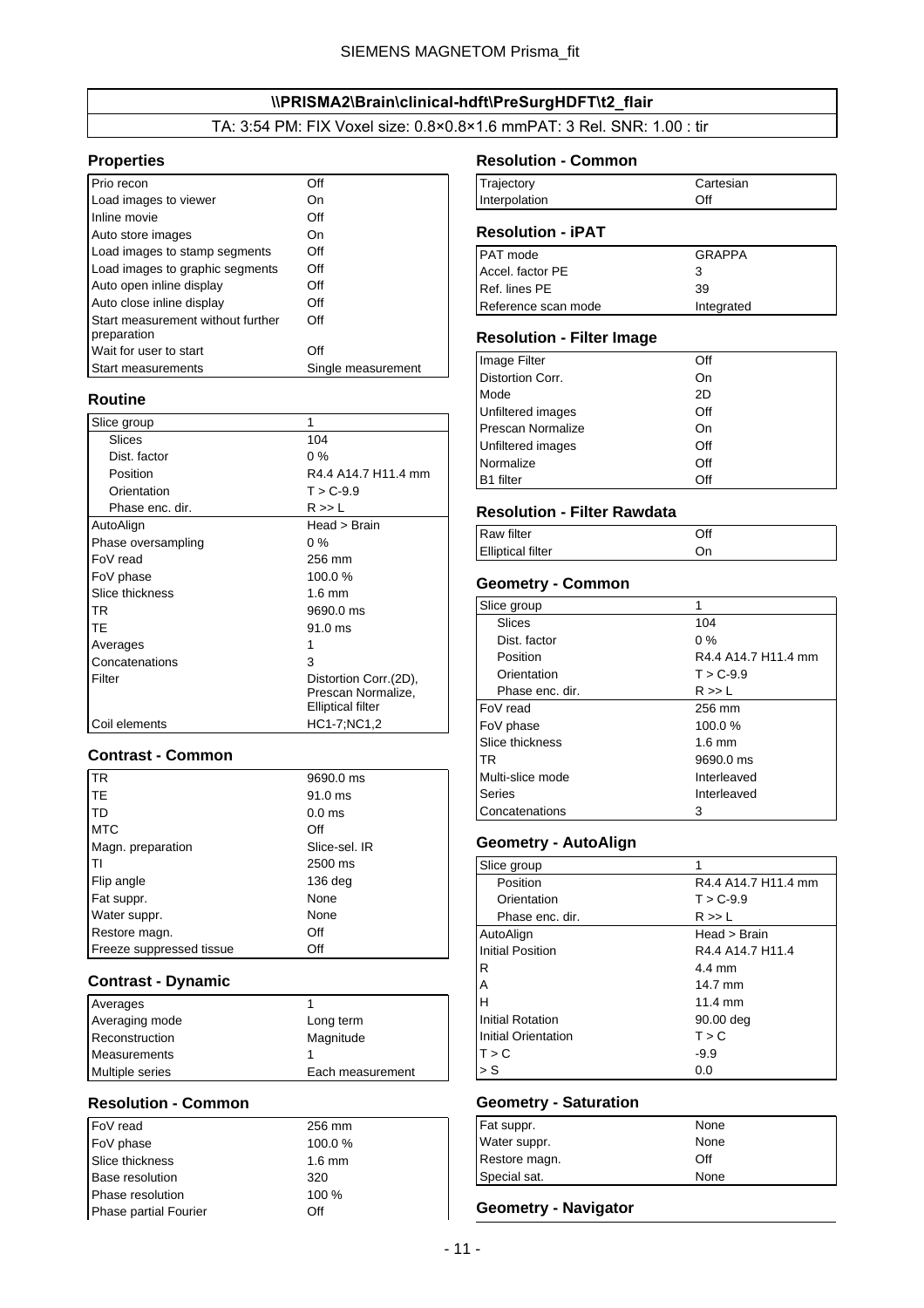SIEMENS MAGNETOM Prisma_fit

## \\PRISMA2\Brain\clinical-hdft\PreSurgHDFT\t2_flair

TA: 3:54 PM: FIX Voxel size: 0.8×0.8×1.6 mmPAT: 3 Rel. SNR: 1.00 : tir

### Properties

| | |
|---|---|
| Prio recon | Off |
| Load images to viewer | On |
| Inline movie | Off |
| Auto store images | On |
| Load images to stamp segments | Off |
| Load images to graphic segments | Off |
| Auto open inline display | Off |
| Auto close inline display | Off |
| Start measurement without further preparation | Off |
| Wait for user to start | Off |
| Start measurements | Single measurement |

### Routine

| | |
|---|---|
| Slice group | 1 |
| Slices | 104 |
| Dist. factor | 0 % |
| Position | R4.4 A14.7 H11.4 mm |
| Orientation | T > C-9.9 |
| Phase enc. dir. | R >> L |
| AutoAlign | Head > Brain |
| Phase oversampling | 0 % |
| FoV read | 256 mm |
| FoV phase | 100.0 % |
| Slice thickness | 1.6 mm |
| TR | 9690.0 ms |
| TE | 91.0 ms |
| Averages | 1 |
| Concatenations | 3 |
| Filter | Distortion Corr.(2D), Prescan Normalize, Elliptical filter |
| Coil elements | HC1-7;NC1,2 |

### Contrast - Common

| | |
|---|---|
| TR | 9690.0 ms |
| TE | 91.0 ms |
| TD | 0.0 ms |
| MTC | Off |
| Magn. preparation | Slice-sel. IR |
| TI | 2500 ms |
| Flip angle | 136 deg |
| Fat suppr. | None |
| Water suppr. | None |
| Restore magn. | Off |
| Freeze suppressed tissue | Off |

### Contrast - Dynamic

| | |
|---|---|
| Averages | 1 |
| Averaging mode | Long term |
| Reconstruction | Magnitude |
| Measurements | 1 |
| Multiple series | Each measurement |

### Resolution - Common

| | |
|---|---|
| FoV read | 256 mm |
| FoV phase | 100.0 % |
| Slice thickness | 1.6 mm |
| Base resolution | 320 |
| Phase resolution | 100 % |
| Phase partial Fourier | Off |

### Resolution - Common

| | |
|---|---|
| Trajectory | Cartesian |
| Interpolation | Off |

### Resolution - iPAT

| | |
|---|---|
| PAT mode | GRAPPA |
| Accel. factor PE | 3 |
| Ref. lines PE | 39 |
| Reference scan mode | Integrated |

### Resolution - Filter Image

| | |
|---|---|
| Image Filter | Off |
| Distortion Corr. | On |
| Mode | 2D |
| Unfiltered images | Off |
| Prescan Normalize | On |
| Unfiltered images | Off |
| Normalize | Off |
| B1 filter | Off |

### Resolution - Filter Rawdata

| | |
|---|---|
| Raw filter | Off |
| Elliptical filter | On |

### Geometry - Common

| | |
|---|---|
| Slice group | 1 |
| Slices | 104 |
| Dist. factor | 0 % |
| Position | R4.4 A14.7 H11.4 mm |
| Orientation | T > C-9.9 |
| Phase enc. dir. | R >> L |
| FoV read | 256 mm |
| FoV phase | 100.0 % |
| Slice thickness | 1.6 mm |
| TR | 9690.0 ms |
| Multi-slice mode | Interleaved |
| Series | Interleaved |
| Concatenations | 3 |

### Geometry - AutoAlign

| | |
|---|---|
| Slice group | 1 |
| Position | R4.4 A14.7 H11.4 mm |
| Orientation | T > C-9.9 |
| Phase enc. dir. | R >> L |
| AutoAlign | Head > Brain |
| Initial Position | R4.4 A14.7 H11.4 |
| R | 4.4 mm |
| A | 14.7 mm |
| H | 11.4 mm |
| Initial Rotation | 90.00 deg |
| Initial Orientation | T > C |
| T > C | -9.9 |
| > S | 0.0 |

### Geometry - Saturation

| | |
|---|---|
| Fat suppr. | None |
| Water suppr. | None |
| Restore magn. | Off |
| Special sat. | None |

### Geometry - Navigator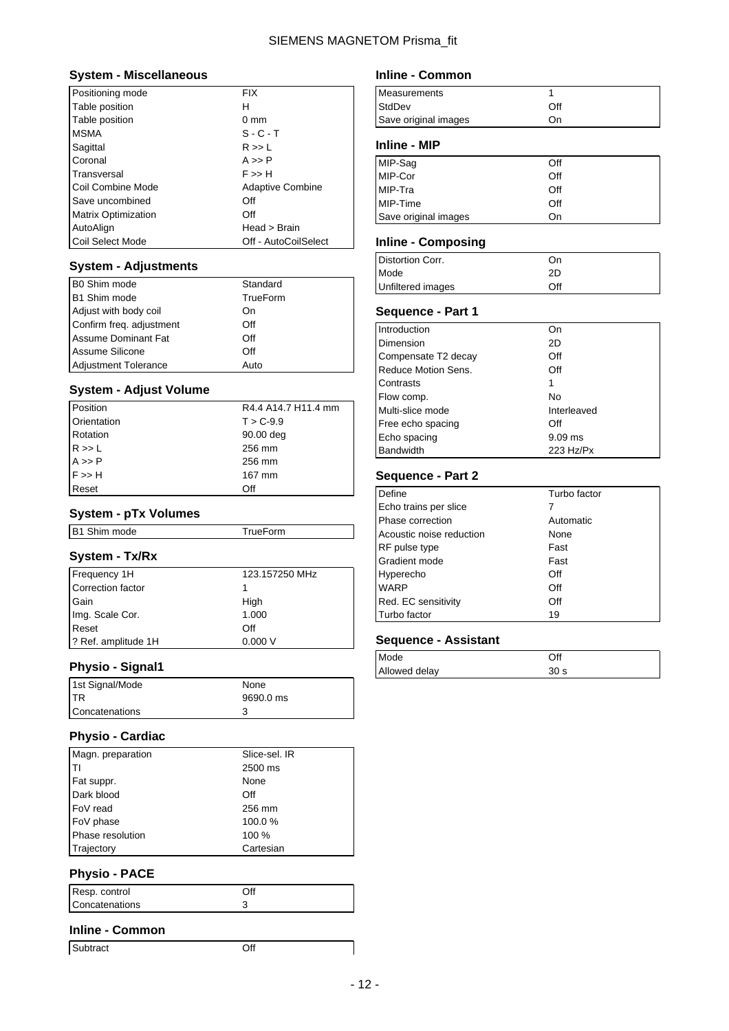## System - Miscellaneous

| | |
|---|---|
| Positioning mode | FIX |
| Table position | H |
| Table position | 0 mm |
| MSMA | S - C - T |
| Sagittal | R >> L |
| Coronal | A >> P |
| Transversal | F >> H |
| Coil Combine Mode | Adaptive Combine |
| Save uncombined | Off |
| Matrix Optimization | Off |
| AutoAlign | Head > Brain |
| Coil Select Mode | Off - AutoCoilSelect |

## System - Adjustments

| | |
|---|---|
| B0 Shim mode | Standard |
| B1 Shim mode | TrueForm |
| Adjust with body coil | On |
| Confirm freq. adjustment | Off |
| Assume Dominant Fat | Off |
| Assume Silicone | Off |
| Adjustment Tolerance | Auto |

## System - Adjust Volume

| | |
|---|---|
| Position | R4.4 A14.7 H11.4 mm |
| Orientation | T > C-9.9 |
| Rotation | 90.00 deg |
| R >> L | 256 mm |
| A >> P | 256 mm |
| F >> H | 167 mm |
| Reset | Off |

## System - pTx Volumes

| | |
|---|---|
| B1 Shim mode | TrueForm |

## System - Tx/Rx

| | |
|---|---|
| Frequency 1H | 123.157250 MHz |
| Correction factor | 1 |
| Gain | High |
| Img. Scale Cor. | 1.000 |
| Reset | Off |
| ? Ref. amplitude 1H | 0.000 V |

## Physio - Signal1

| | |
|---|---|
| 1st Signal/Mode | None |
| TR | 9690.0 ms |
| Concatenations | 3 |

## Physio - Cardiac

| | |
|---|---|
| Magn. preparation | Slice-sel. IR |
| TI | 2500 ms |
| Fat suppr. | None |
| Dark blood | Off |
| FoV read | 256 mm |
| FoV phase | 100.0 % |
| Phase resolution | 100 % |
| Trajectory | Cartesian |

## Physio - PACE

| | |
|---|---|
| Resp. control | Off |
| Concatenations | 3 |

## Inline - Common

| | |
|---|---|
| Subtract | Off |
| Measurements | 1 |
| StdDev | Off |
| Save original images | On |

## Inline - MIP

| | |
|---|---|
| MIP-Sag | Off |
| MIP-Cor | Off |
| MIP-Tra | Off |
| MIP-Time | Off |
| Save original images | On |

## Inline - Composing

| | |
|---|---|
| Distortion Corr. | On |
| Mode | 2D |
| Unfiltered images | Off |

## Sequence - Part 1

| | |
|---|---|
| Introduction | On |
| Dimension | 2D |
| Compensate T2 decay | Off |
| Reduce Motion Sens. | Off |
| Contrasts | 1 |
| Flow comp. | No |
| Multi-slice mode | Interleaved |
| Free echo spacing | Off |
| Echo spacing | 9.09 ms |
| Bandwidth | 223 Hz/Px |

## Sequence - Part 2

| | |
|---|---|
| Define | Turbo factor |
| Echo trains per slice | 7 |
| Phase correction | Automatic |
| Acoustic noise reduction | None |
| RF pulse type | Fast |
| Gradient mode | Fast |
| Hyperecho | Off |
| WARP | Off |
| Red. EC sensitivity | Off |
| Turbo factor | 19 |

## Sequence - Assistant

| | |
|---|---|
| Mode | Off |
| Allowed delay | 30 s |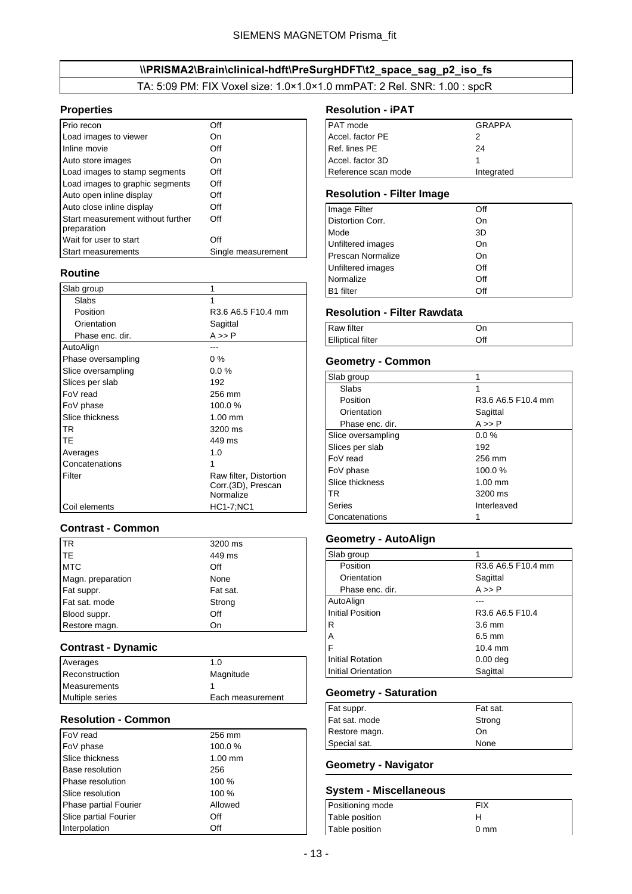SIEMENS MAGNETOM Prisma_fit

## \\PRISMA2\Brain\clinical-hdft\PreSurgHDFT\t2_space_sag_p2_iso_fs

TA: 5:09 PM: FIX Voxel size: 1.0×1.0×1.0 mmPAT: 2 Rel. SNR: 1.00 : spcR

### Properties

| | |
|---|---|
| Prio recon | Off |
| Load images to viewer | On |
| Inline movie | Off |
| Auto store images | On |
| Load images to stamp segments | Off |
| Load images to graphic segments | Off |
| Auto open inline display | Off |
| Auto close inline display | Off |
| Start measurement without further preparation | Off |
| Wait for user to start | Off |
| Start measurements | Single measurement |

### Routine

| | |
|---|---|
| Slab group | 1 |
| Slabs | 1 |
| Position | R3.6 A6.5 F10.4 mm |
| Orientation | Sagittal |
| Phase enc. dir. | A >> P |
| AutoAlign | --- |
| Phase oversampling | 0 % |
| Slice oversampling | 0.0 % |
| Slices per slab | 192 |
| FoV read | 256 mm |
| FoV phase | 100.0 % |
| Slice thickness | 1.00 mm |
| TR | 3200 ms |
| TE | 449 ms |
| Averages | 1.0 |
| Concatenations | 1 |
| Filter | Raw filter, Distortion Corr.(3D), Prescan Normalize |
| Coil elements | HC1-7;NC1 |

### Contrast - Common

| | |
|---|---|
| TR | 3200 ms |
| TE | 449 ms |
| MTC | Off |
| Magn. preparation | None |
| Fat suppr. | Fat sat. |
| Fat sat. mode | Strong |
| Blood suppr. | Off |
| Restore magn. | On |

### Contrast - Dynamic

| | |
|---|---|
| Averages | 1.0 |
| Reconstruction | Magnitude |
| Measurements | 1 |
| Multiple series | Each measurement |

### Resolution - Common

| | |
|---|---|
| FoV read | 256 mm |
| FoV phase | 100.0 % |
| Slice thickness | 1.00 mm |
| Base resolution | 256 |
| Phase resolution | 100 % |
| Slice resolution | 100 % |
| Phase partial Fourier | Allowed |
| Slice partial Fourier | Off |
| Interpolation | Off |

### Resolution - iPAT

| | |
|---|---|
| PAT mode | GRAPPA |
| Accel. factor PE | 2 |
| Ref. lines PE | 24 |
| Accel. factor 3D | 1 |
| Reference scan mode | Integrated |

### Resolution - Filter Image

| | |
|---|---|
| Image Filter | Off |
| Distortion Corr. | On |
| Mode | 3D |
| Unfiltered images | On |
| Prescan Normalize | On |
| Unfiltered images | Off |
| Normalize | Off |
| B1 filter | Off |

### Resolution - Filter Rawdata

| | |
|---|---|
| Raw filter | On |
| Elliptical filter | Off |

### Geometry - Common

| | |
|---|---|
| Slab group | 1 |
| Slabs | 1 |
| Position | R3.6 A6.5 F10.4 mm |
| Orientation | Sagittal |
| Phase enc. dir. | A >> P |
| Slice oversampling | 0.0 % |
| Slices per slab | 192 |
| FoV read | 256 mm |
| FoV phase | 100.0 % |
| Slice thickness | 1.00 mm |
| TR | 3200 ms |
| Series | Interleaved |
| Concatenations | 1 |

### Geometry - AutoAlign

| | |
|---|---|
| Slab group | 1 |
| Position | R3.6 A6.5 F10.4 mm |
| Orientation | Sagittal |
| Phase enc. dir. | A >> P |
| AutoAlign | --- |
| Initial Position | R3.6 A6.5 F10.4 |
| R | 3.6 mm |
| A | 6.5 mm |
| F | 10.4 mm |
| Initial Rotation | 0.00 deg |
| Initial Orientation | Sagittal |

### Geometry - Saturation

| | |
|---|---|
| Fat suppr. | Fat sat. |
| Fat sat. mode | Strong |
| Restore magn. | On |
| Special sat. | None |

### Geometry - Navigator

### System - Miscellaneous

| | |
|---|---|
| Positioning mode | FIX |
| Table position | H |
| Table position | 0 mm |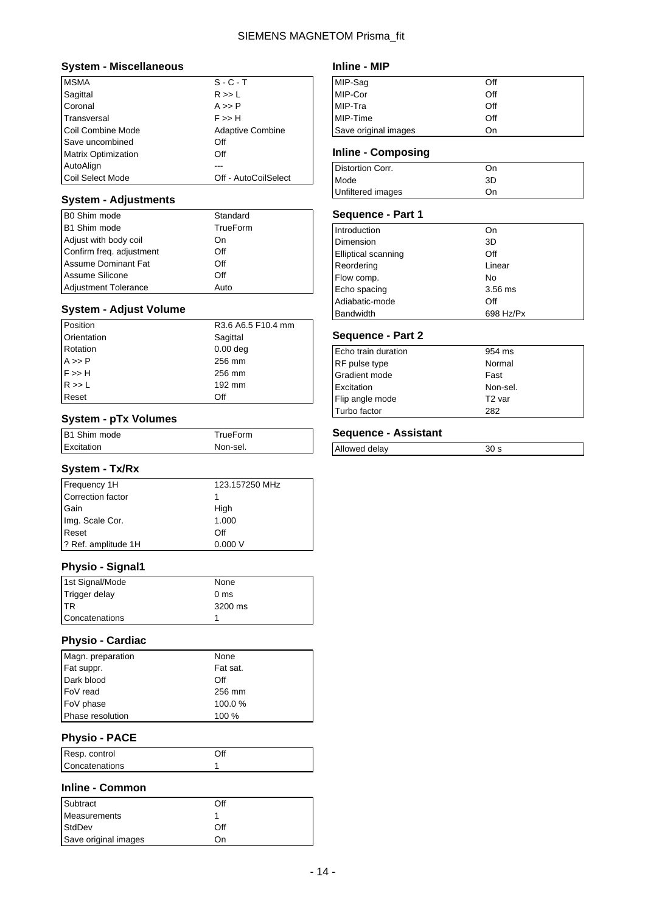## System - Miscellaneous

| | |
|---|---|
| MSMA | S - C - T |
| Sagittal | R >> L |
| Coronal | A >> P |
| Transversal | F >> H |
| Coil Combine Mode | Adaptive Combine |
| Save uncombined | Off |
| Matrix Optimization | Off |
| AutoAlign | --- |
| Coil Select Mode | Off - AutoCoilSelect |

## System - Adjustments

| | |
|---|---|
| B0 Shim mode | Standard |
| B1 Shim mode | TrueForm |
| Adjust with body coil | On |
| Confirm freq. adjustment | Off |
| Assume Dominant Fat | Off |
| Assume Silicone | Off |
| Adjustment Tolerance | Auto |

## System - Adjust Volume

| | |
|---|---|
| Position | R3.6 A6.5 F10.4 mm |
| Orientation | Sagittal |
| Rotation | 0.00 deg |
| A >> P | 256 mm |
| F >> H | 256 mm |
| R >> L | 192 mm |
| Reset | Off |

## System - pTx Volumes

| | |
|---|---|
| B1 Shim mode | TrueForm |
| Excitation | Non-sel. |

## System - Tx/Rx

| | |
|---|---|
| Frequency 1H | 123.157250 MHz |
| Correction factor | 1 |
| Gain | High |
| Img. Scale Cor. | 1.000 |
| Reset | Off |
| ? Ref. amplitude 1H | 0.000 V |

## Physio - Signal1

| | |
|---|---|
| 1st Signal/Mode | None |
| Trigger delay | 0 ms |
| TR | 3200 ms |
| Concatenations | 1 |

## Physio - Cardiac

| | |
|---|---|
| Magn. preparation | None |
| Fat suppr. | Fat sat. |
| Dark blood | Off |
| FoV read | 256 mm |
| FoV phase | 100.0 % |
| Phase resolution | 100 % |

## Physio - PACE

| | |
|---|---|
| Resp. control | Off |
| Concatenations | 1 |

## Inline - Common

| | |
|---|---|
| Subtract | Off |
| Measurements | 1 |
| StdDev | Off |
| Save original images | On |

## Inline - MIP

| | |
|---|---|
| MIP-Sag | Off |
| MIP-Cor | Off |
| MIP-Tra | Off |
| MIP-Time | Off |
| Save original images | On |

## Inline - Composing

| | |
|---|---|
| Distortion Corr. | On |
| Mode | 3D |
| Unfiltered images | On |

## Sequence - Part 1

| | |
|---|---|
| Introduction | On |
| Dimension | 3D |
| Elliptical scanning | Off |
| Reordering | Linear |
| Flow comp. | No |
| Echo spacing | 3.56 ms |
| Adiabatic-mode | Off |
| Bandwidth | 698 Hz/Px |

## Sequence - Part 2

| | |
|---|---|
| Echo train duration | 954 ms |
| RF pulse type | Normal |
| Gradient mode | Fast |
| Excitation | Non-sel. |
| Flip angle mode | T2 var |
| Turbo factor | 282 |

## Sequence - Assistant

| | |
|---|---|
| Allowed delay | 30 s |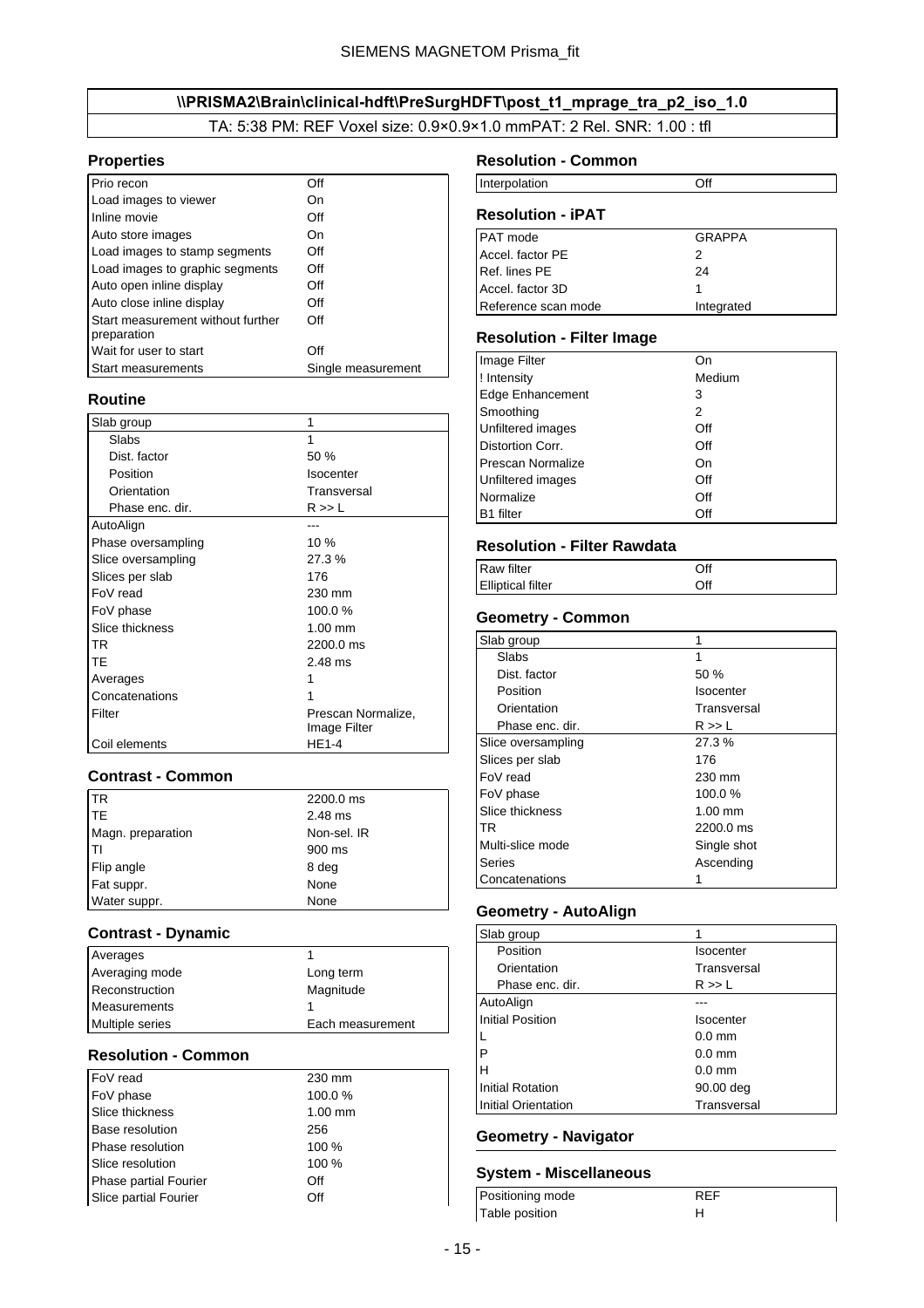## \\PRISMA2\Brain\clinical-hdft\PreSurgHDFT\post_t1_mprage_tra_p2_iso_1.0

TA: 5:38 PM: REF Voxel size: 0.9×0.9×1.0 mmPAT: 2 Rel. SNR: 1.00 : tfl

### Properties

| | |
|---|---|
| Prio recon | Off |
| Load images to viewer | On |
| Inline movie | Off |
| Auto store images | On |
| Load images to stamp segments | Off |
| Load images to graphic segments | Off |
| Auto open inline display | Off |
| Auto close inline display | Off |
| Start measurement without further preparation | Off |
| Wait for user to start | Off |
| Start measurements | Single measurement |

### Routine

| | |
|---|---|
| Slab group | 1 |
| Slabs | 1 |
| Dist. factor | 50 % |
| Position | Isocenter |
| Orientation | Transversal |
| Phase enc. dir. | R >> L |
| AutoAlign | --- |
| Phase oversampling | 10 % |
| Slice oversampling | 27.3 % |
| Slices per slab | 176 |
| FoV read | 230 mm |
| FoV phase | 100.0 % |
| Slice thickness | 1.00 mm |
| TR | 2200.0 ms |
| TE | 2.48 ms |
| Averages | 1 |
| Concatenations | 1 |
| Filter | Prescan Normalize, Image Filter |
| Coil elements | HE1-4 |

### Contrast - Common

| | |
|---|---|
| TR | 2200.0 ms |
| TE | 2.48 ms |
| Magn. preparation | Non-sel. IR |
| TI | 900 ms |
| Flip angle | 8 deg |
| Fat suppr. | None |
| Water suppr. | None |

### Contrast - Dynamic

| | |
|---|---|
| Averages | 1 |
| Averaging mode | Long term |
| Reconstruction | Magnitude |
| Measurements | 1 |
| Multiple series | Each measurement |

### Resolution - Common

| | |
|---|---|
| FoV read | 230 mm |
| FoV phase | 100.0 % |
| Slice thickness | 1.00 mm |
| Base resolution | 256 |
| Phase resolution | 100 % |
| Slice resolution | 100 % |
| Phase partial Fourier | Off |
| Slice partial Fourier | Off |

### Resolution - Common

| | |
|---|---|
| Interpolation | Off |

### Resolution - iPAT

| | |
|---|---|
| PAT mode | GRAPPA |
| Accel. factor PE | 2 |
| Ref. lines PE | 24 |
| Accel. factor 3D | 1 |
| Reference scan mode | Integrated |

### Resolution - Filter Image

| | |
|---|---|
| Image Filter | On |
| ! Intensity | Medium |
| Edge Enhancement | 3 |
| Smoothing | 2 |
| Unfiltered images | Off |
| Distortion Corr. | Off |
| Prescan Normalize | On |
| Unfiltered images | Off |
| Normalize | Off |
| B1 filter | Off |

### Resolution - Filter Rawdata

| | |
|---|---|
| Raw filter | Off |
| Elliptical filter | Off |

### Geometry - Common

| | |
|---|---|
| Slab group | 1 |
| Slabs | 1 |
| Dist. factor | 50 % |
| Position | Isocenter |
| Orientation | Transversal |
| Phase enc. dir. | R >> L |
| Slice oversampling | 27.3 % |
| Slices per slab | 176 |
| FoV read | 230 mm |
| FoV phase | 100.0 % |
| Slice thickness | 1.00 mm |
| TR | 2200.0 ms |
| Multi-slice mode | Single shot |
| Series | Ascending |
| Concatenations | 1 |

### Geometry - AutoAlign

| | |
|---|---|
| Slab group | 1 |
| Position | Isocenter |
| Orientation | Transversal |
| Phase enc. dir. | R >> L |
| AutoAlign | --- |
| Initial Position | Isocenter |
| L | 0.0 mm |
| P | 0.0 mm |
| H | 0.0 mm |
| Initial Rotation | 90.00 deg |
| Initial Orientation | Transversal |

### Geometry - Navigator

### System - Miscellaneous

| | |
|---|---|
| Positioning mode | REF |
| Table position | H |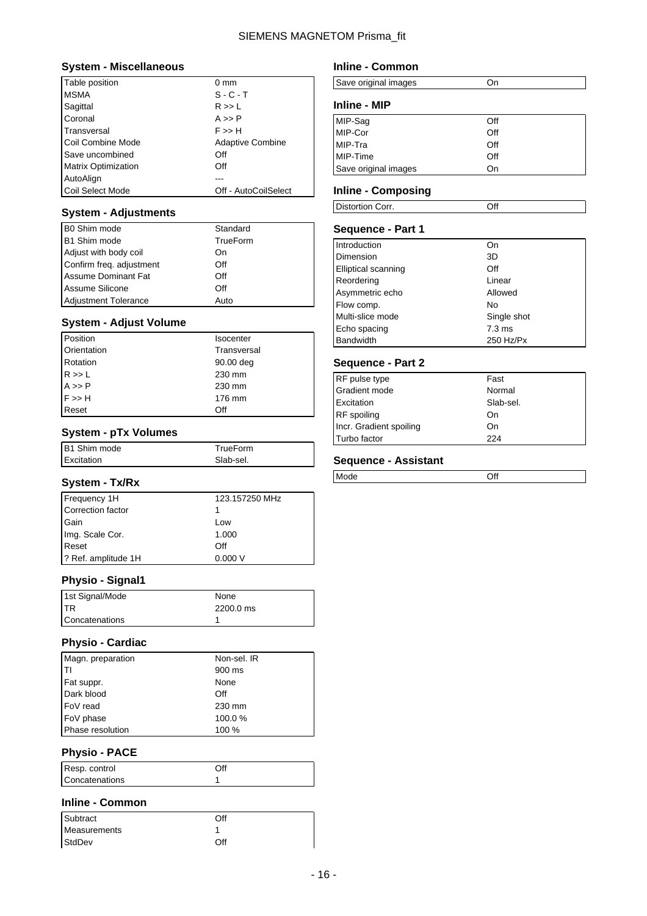## System - Miscellaneous

| | |
|---|---|
| Table position | 0 mm |
| MSMA | S - C - T |
| Sagittal | R >> L |
| Coronal | A >> P |
| Transversal | F >> H |
| Coil Combine Mode | Adaptive Combine |
| Save uncombined | Off |
| Matrix Optimization | Off |
| AutoAlign | --- |
| Coil Select Mode | Off - AutoCoilSelect |

## System - Adjustments

| | |
|---|---|
| B0 Shim mode | Standard |
| B1 Shim mode | TrueForm |
| Adjust with body coil | On |
| Confirm freq. adjustment | Off |
| Assume Dominant Fat | Off |
| Assume Silicone | Off |
| Adjustment Tolerance | Auto |

## System - Adjust Volume

| | |
|---|---|
| Position | Isocenter |
| Orientation | Transversal |
| Rotation | 90.00 deg |
| R >> L | 230 mm |
| A >> P | 230 mm |
| F >> H | 176 mm |
| Reset | Off |

## System - pTx Volumes

| | |
|---|---|
| B1 Shim mode | TrueForm |
| Excitation | Slab-sel. |

## System - Tx/Rx

| | |
|---|---|
| Frequency 1H | 123.157250 MHz |
| Correction factor | 1 |
| Gain | Low |
| Img. Scale Cor. | 1.000 |
| Reset | Off |
| ? Ref. amplitude 1H | 0.000 V |

## Physio - Signal1

| | |
|---|---|
| 1st Signal/Mode | None |
| TR | 2200.0 ms |
| Concatenations | 1 |

## Physio - Cardiac

| | |
|---|---|
| Magn. preparation | Non-sel. IR |
| TI | 900 ms |
| Fat suppr. | None |
| Dark blood | Off |
| FoV read | 230 mm |
| FoV phase | 100.0 % |
| Phase resolution | 100 % |

## Physio - PACE

| | |
|---|---|
| Resp. control | Off |
| Concatenations | 1 |

## Inline - Common

| | |
|---|---|
| Subtract | Off |
| Measurements | 1 |
| StdDev | Off |

## Inline - Common

| | |
|---|---|
| Save original images | On |

## Inline - MIP

| | |
|---|---|
| MIP-Sag | Off |
| MIP-Cor | Off |
| MIP-Tra | Off |
| MIP-Time | Off |
| Save original images | On |

## Inline - Composing

| | |
|---|---|
| Distortion Corr. | Off |

## Sequence - Part 1

| | |
|---|---|
| Introduction | On |
| Dimension | 3D |
| Elliptical scanning | Off |
| Reordering | Linear |
| Asymmetric echo | Allowed |
| Flow comp. | No |
| Multi-slice mode | Single shot |
| Echo spacing | 7.3 ms |
| Bandwidth | 250 Hz/Px |

## Sequence - Part 2

| | |
|---|---|
| RF pulse type | Fast |
| Gradient mode | Normal |
| Excitation | Slab-sel. |
| RF spoiling | On |
| Incr. Gradient spoiling | On |
| Turbo factor | 224 |

## Sequence - Assistant

| | |
|---|---|
| Mode | Off |